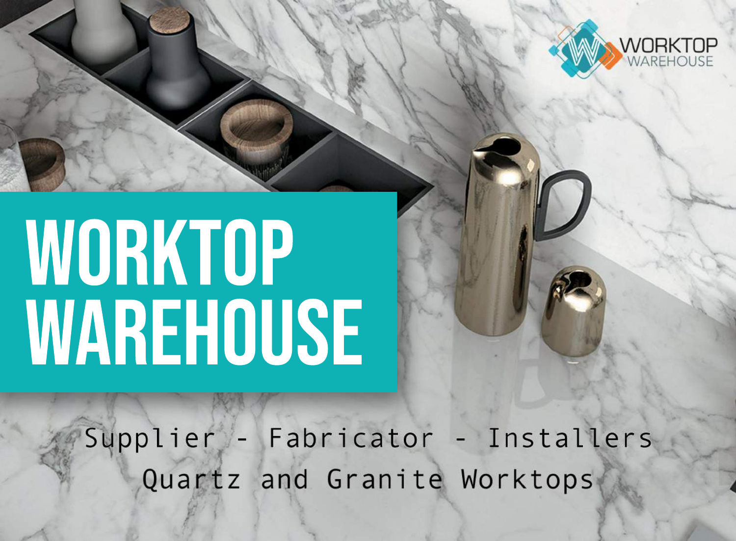WORKTOP WAREHOUSE

# WORKTOP WAREHOUSE

Supplier - Fabricator - Installers

Quartz and Granite Worktops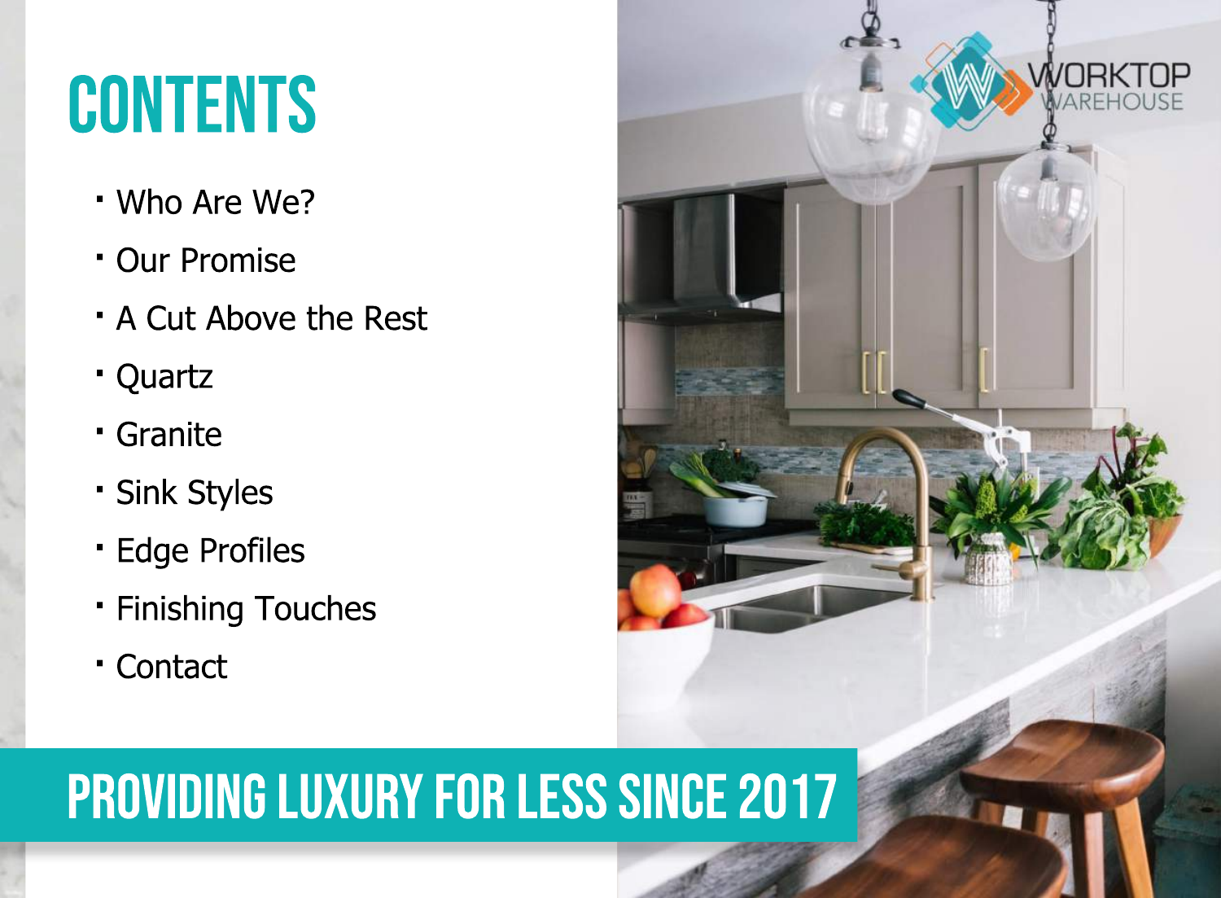# CONTENTS

- Who Are We?
- Our Promise
- A Cut Above the Rest
- Quartz
- Granite
- Sink Styles
- Edge Profiles
- Finishing Touches
- Contact

WORKTOP WAREHOUSE

**PROVIDING LUXURY FOR LESS SINCE 2017**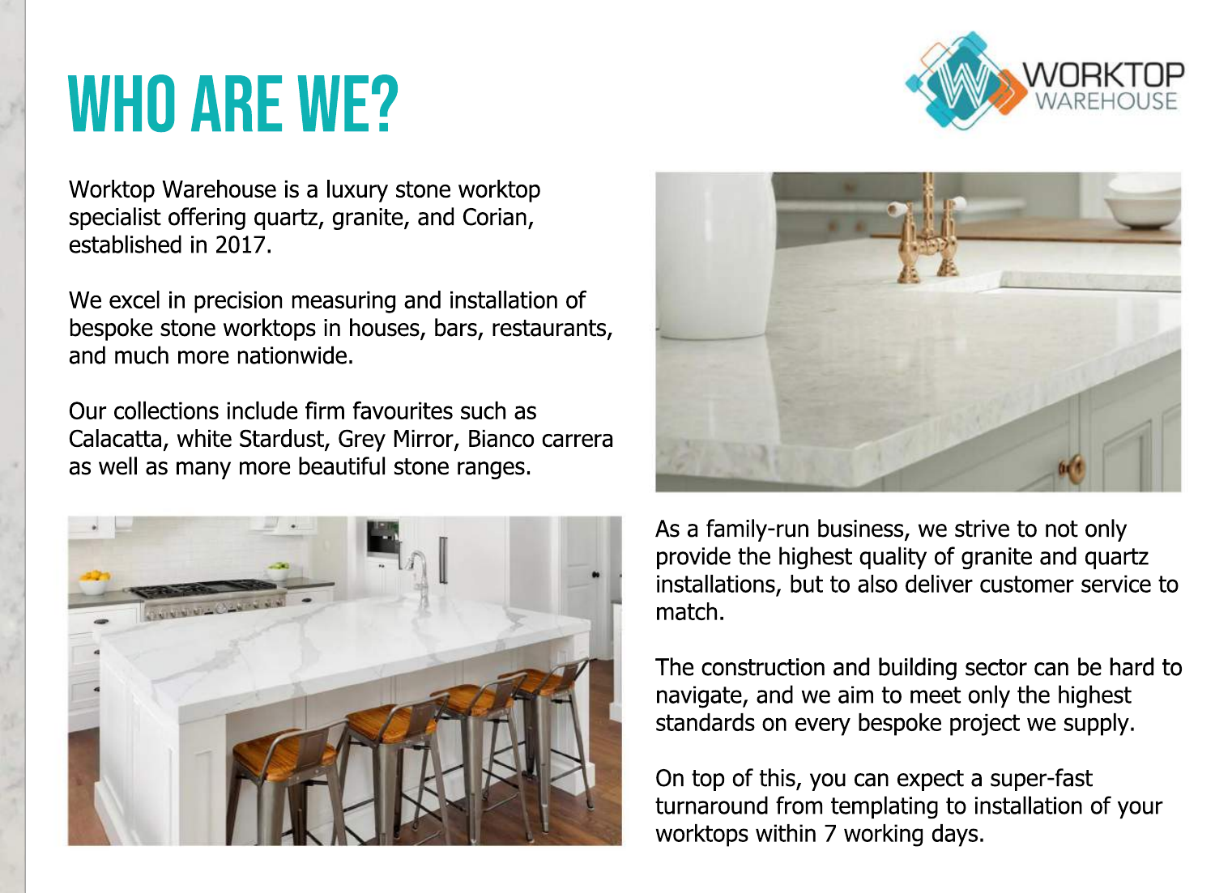# WHO ARE WE?

Worktop Warehouse is a luxury stone worktop specialist offering quartz, granite, and Corian, established in 2017.

We excel in precision measuring and installation of bespoke stone worktops in houses, bars, restaurants, and much more nationwide.

Our collections include firm favourites such as Calacatta, white Stardust, Grey Mirror, Bianco carrera as well as many more beautiful stone ranges.

As a family-run business, we strive to not only provide the highest quality of granite and quartz installations, but to also deliver customer service to match.

The construction and building sector can be hard to navigate, and we aim to meet only the highest standards on every bespoke project we supply.

On top of this, you can expect a super-fast turnaround from templating to installation of your worktops within 7 working days.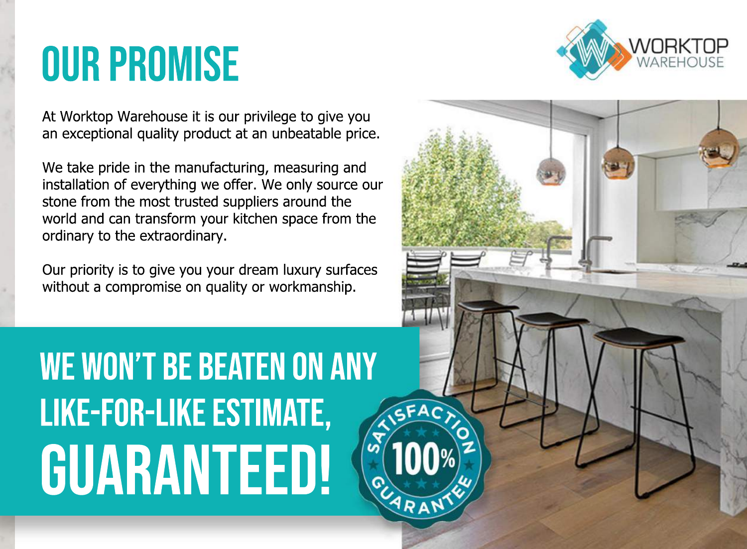# OUR PROMISE

At Worktop Warehouse it is our privilege to give you an exceptional quality product at an unbeatable price.

We take pride in the manufacturing, measuring and installation of everything we offer. We only source our stone from the most trusted suppliers around the world and can transform your kitchen space from the ordinary to the extraordinary.

Our priority is to give you your dream luxury surfaces without a compromise on quality or workmanship.

## WE WON'T BE BEATEN ON ANY LIKE-FOR-LIKE ESTIMATE, GUARANTEED!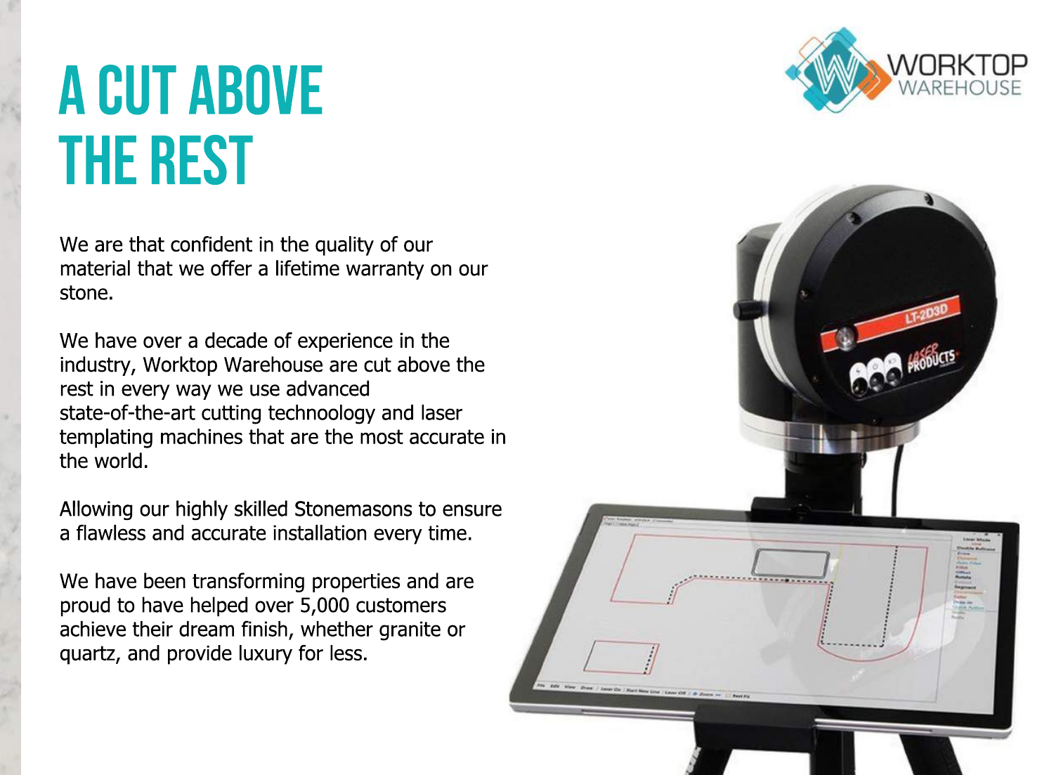# A CUT ABOVE THE REST

We are that confident in the quality of our material that we offer a lifetime warranty on our stone.

We have over a decade of experience in the industry, Worktop Warehouse are cut above the rest in every way we use advanced state-of-the-art cutting technoology and laser templating machines that are the most accurate in the world.

Allowing our highly skilled Stonemasons to ensure a flawless and accurate installation every time.

We have been transforming properties and are proud to have helped over 5,000 customers achieve their dream finish, whether granite or quartz, and provide luxury for less.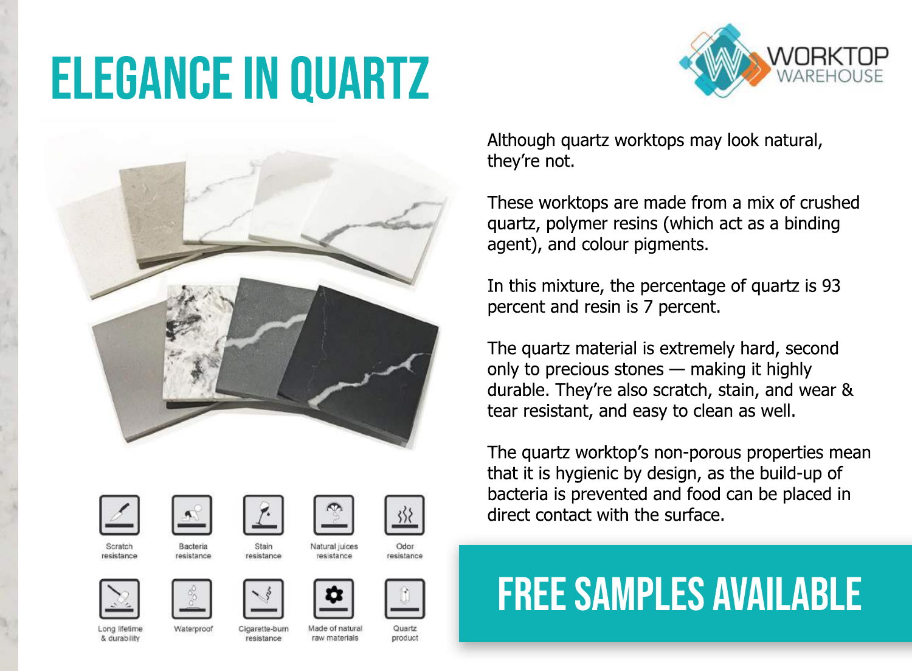# ELEGANCE IN QUARTZ

WORKTOP WAREHOUSE

Although quartz worktops may look natural, they're not.

These worktops are made from a mix of crushed quartz, polymer resins (which act as a binding agent), and colour pigments.

In this mixture, the percentage of quartz is 93 percent and resin is 7 percent.

The quartz material is extremely hard, second only to precious stones — making it highly durable. They're also scratch, stain, and wear & tear resistant, and easy to clean as well.

The quartz worktop's non-porous properties mean that it is hygienic by design, as the build-up of bacteria is prevented and food can be placed in direct contact with the surface.

- Scratch resistance
- Bacteria resistance
- Stain resistance
- Natural juices resistance
- Odor resistance
- Long lifetime & durability
- Waterproof
- Cigarette-burn resistance
- Made of natural raw materials
- Quartz product

## FREE SAMPLES AVAILABLE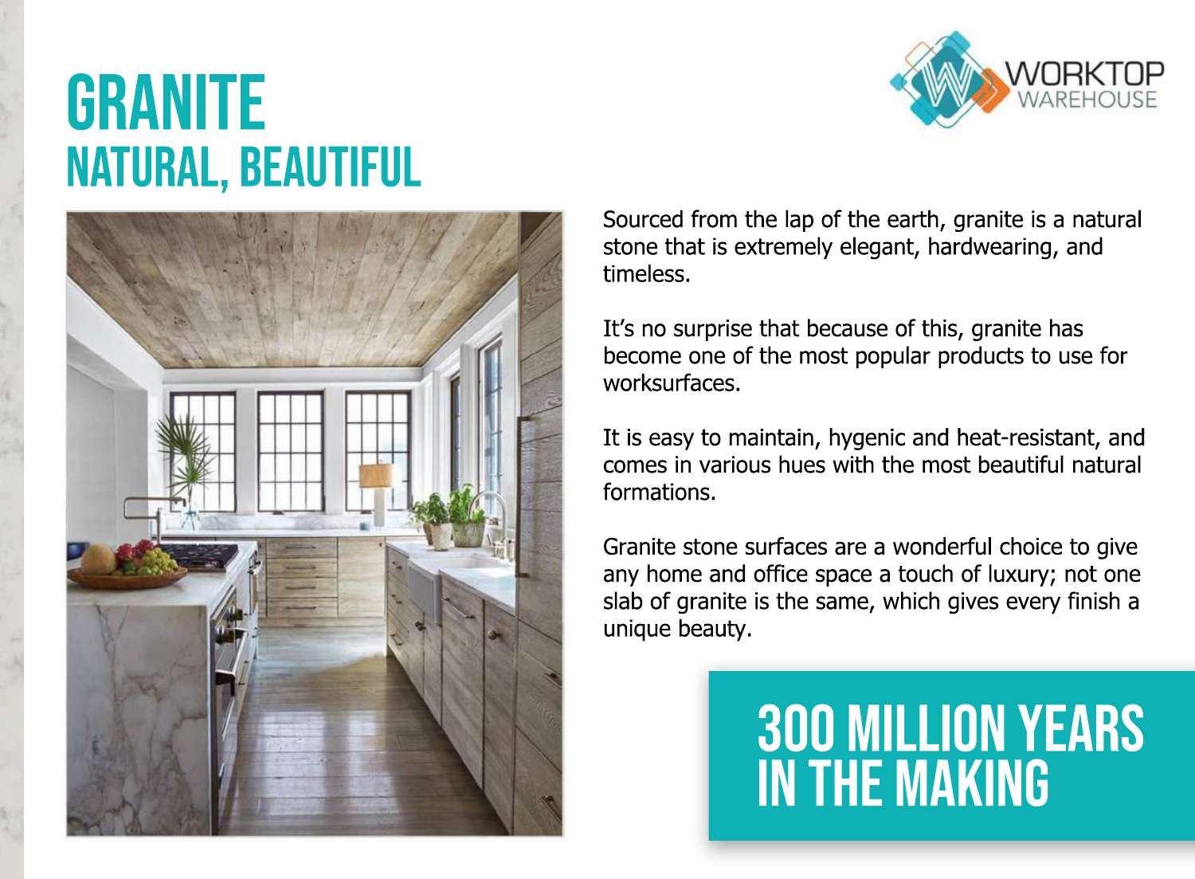# GRANITE

## NATURAL, BEAUTIFUL

Sourced from the lap of the earth, granite is a natural stone that is extremely elegant, hardwearing, and timeless.

It's no surprise that because of this, granite has become one of the most popular products to use for worksurfaces.

It is easy to maintain, hygenic and heat-resistant, and comes in various hues with the most beautiful natural formations.

Granite stone surfaces are a wonderful choice to give any home and office space a touch of luxury; not one slab of granite is the same, which gives every finish a unique beauty.

## 300 MILLION YEARS IN THE MAKING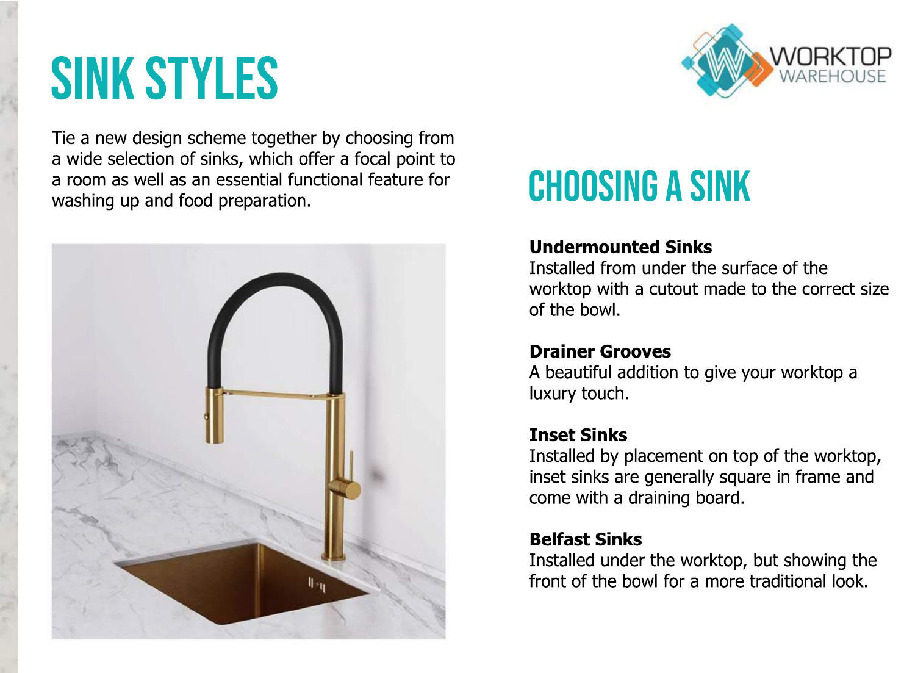# SINK STYLES

Tie a new design scheme together by choosing from a wide selection of sinks, which offer a focal point to a room as well as an essential functional feature for washing up and food preparation.

## CHOOSING A SINK

**Undermounted Sinks**
Installed from under the surface of the worktop with a cutout made to the correct size of the bowl.

**Drainer Grooves**
A beautiful addition to give your worktop a luxury touch.

**Inset Sinks**
Installed by placement on top of the worktop, inset sinks are generally square in frame and come with a draining board.

**Belfast Sinks**
Installed under the worktop, but showing the front of the bowl for a more traditional look.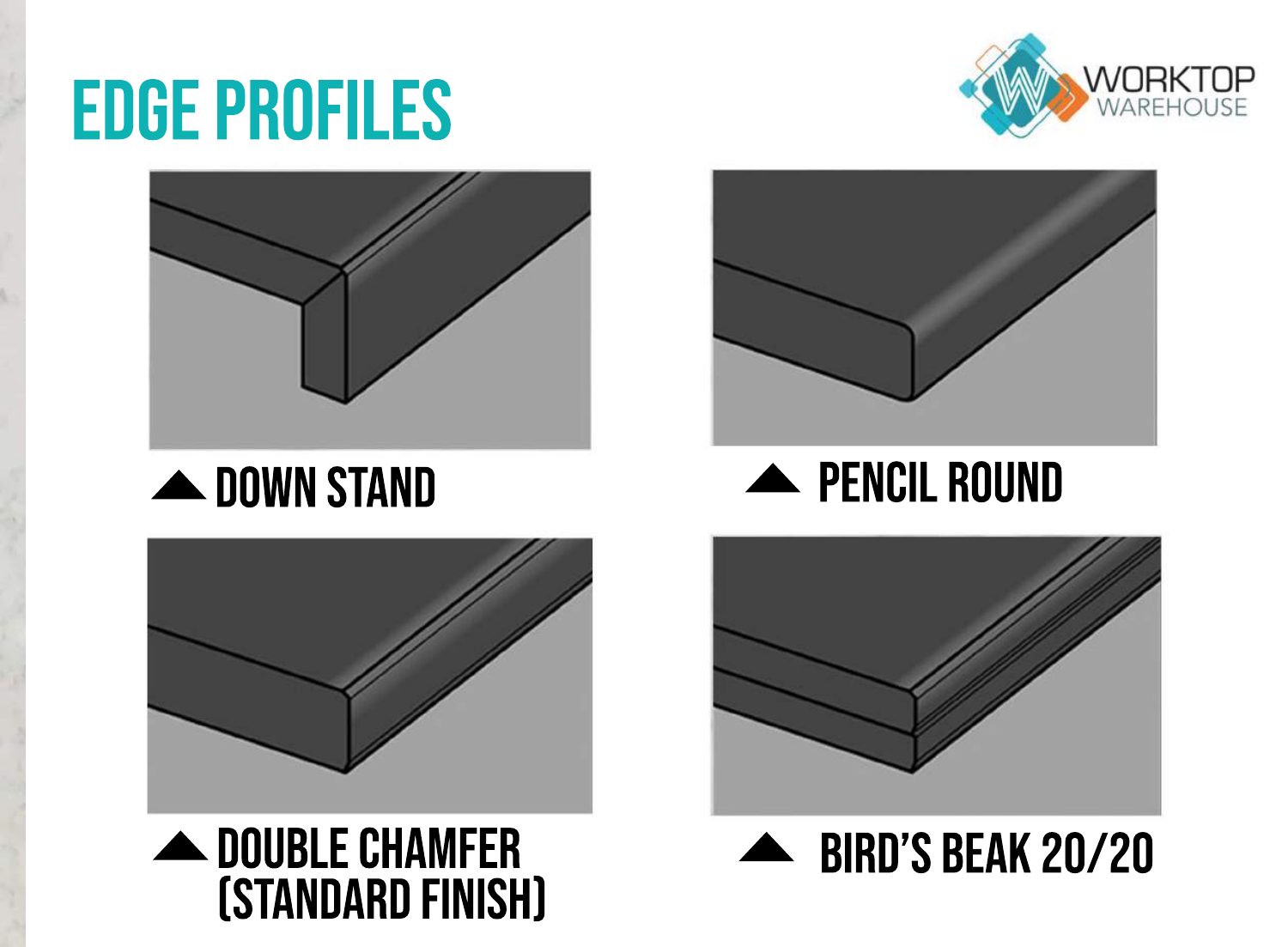# EDGE PROFILES

WORKTOP WAREHOUSE

▲ DOWN STAND

▲ PENCIL ROUND

▲ DOUBLE CHAMFER (STANDARD FINISH)

▲ BIRD'S BEAK 20/20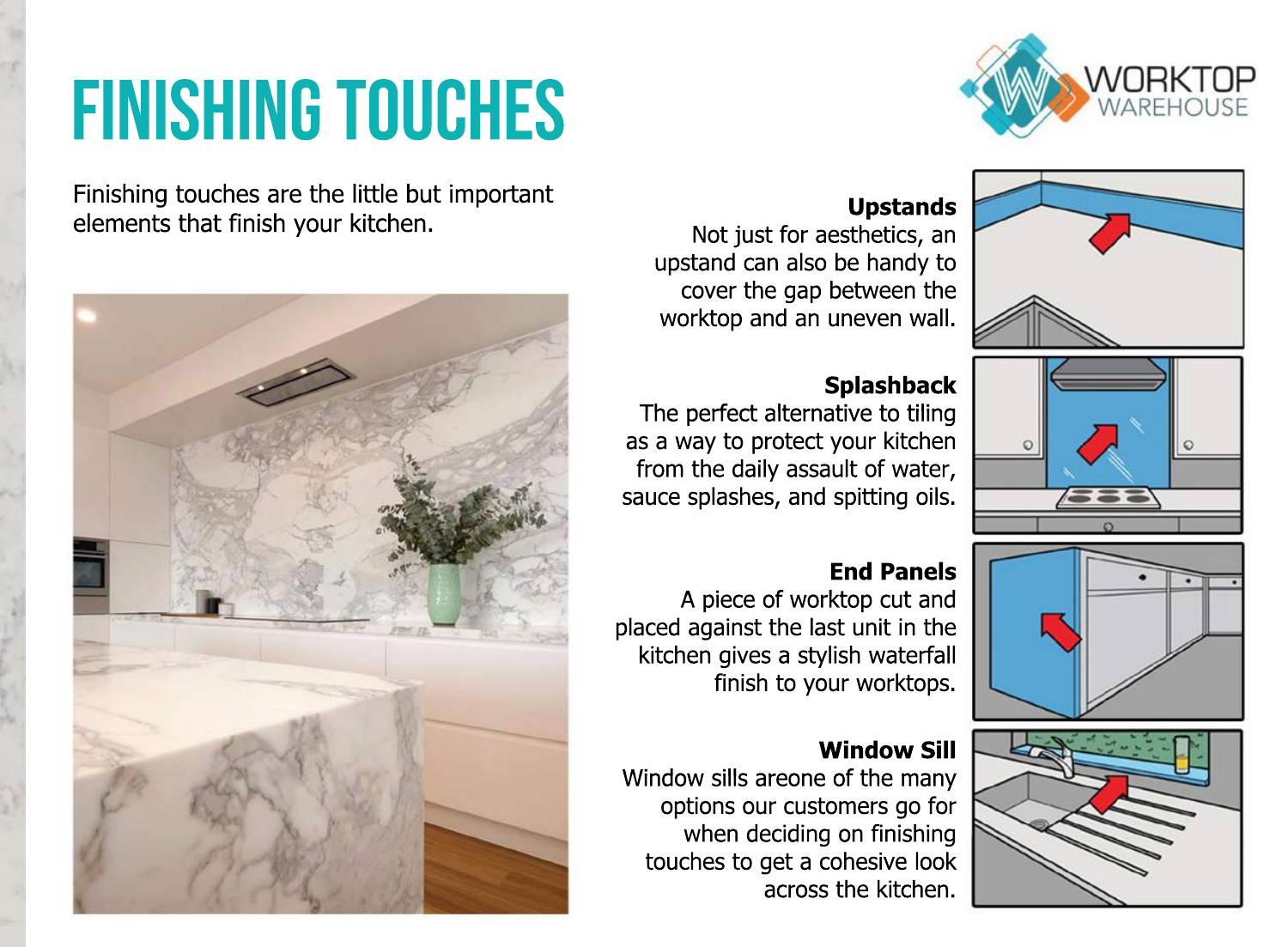# FINISHING TOUCHES

Finishing touches are the little but important elements that finish your kitchen.

**Upstands**
Not just for aesthetics, an upstand can also be handy to cover the gap between the worktop and an uneven wall.

**Splashback**
The perfect alternative to tiling as a way to protect your kitchen from the daily assault of water, sauce splashes, and spitting oils.

**End Panels**
A piece of worktop cut and placed against the last unit in the kitchen gives a stylish waterfall finish to your worktops.

**Window Sill**
Window sills areone of the many options our customers go for when deciding on finishing touches to get a cohesive look across the kitchen.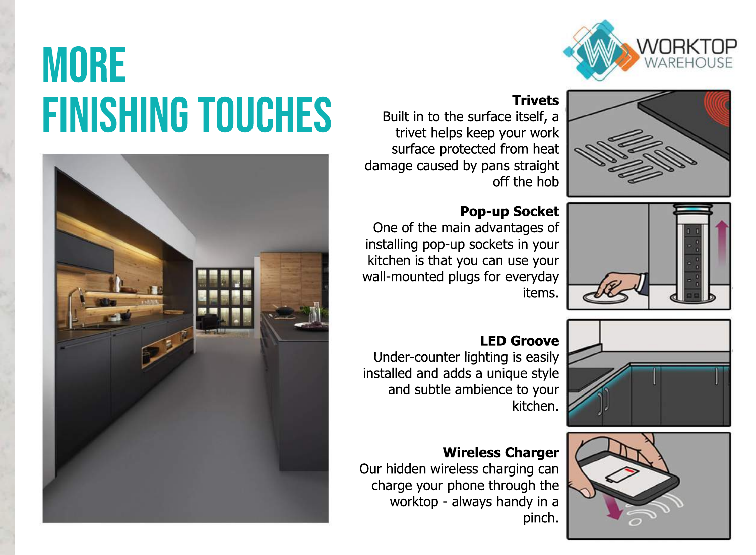# MORE FINISHING TOUCHES

**Trivets**
Built in to the surface itself, a trivet helps keep your work surface protected from heat damage caused by pans straight off the hob

**Pop-up Socket**
One of the main advantages of installing pop-up sockets in your kitchen is that you can use your wall-mounted plugs for everyday items.

**LED Groove**
Under-counter lighting is easily installed and adds a unique style and subtle ambience to your kitchen.

**Wireless Charger**
Our hidden wireless charging can charge your phone through the worktop - always handy in a pinch.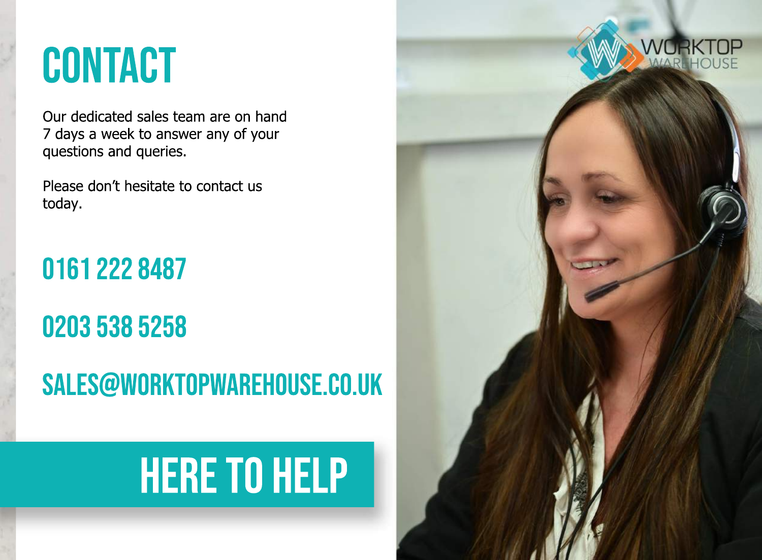# CONTACT

Our dedicated sales team are on hand 7 days a week to answer any of your questions and queries.

Please don't hesitate to contact us today.

## 0161 222 8487

## 0203 538 5258

## SALES@WORKTOPWAREHOUSE.CO.UK

## HERE TO HELP

WORKTOP WAREHOUSE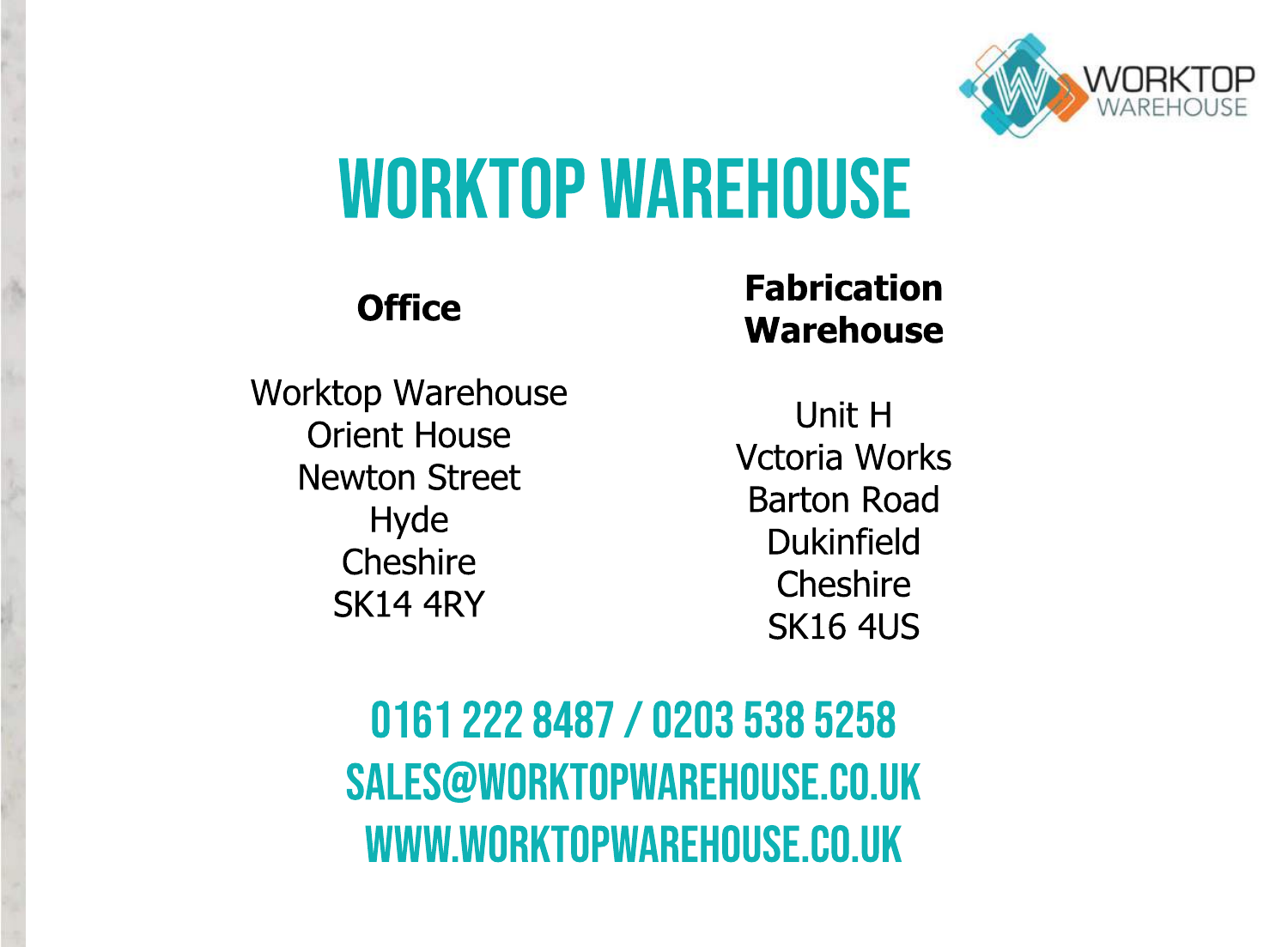WORKTOP WAREHOUSE

# WORKTOP WAREHOUSE

**Office**

Worktop Warehouse
Orient House
Newton Street
Hyde
Cheshire
SK14 4RY

**Fabrication Warehouse**

Unit H
Vctoria Works
Barton Road
Dukinfield
Cheshire
SK16 4US

## 0161 222 8487 / 0203 538 5258
## SALES@WORKTOPWAREHOUSE.CO.UK
## WWW.WORKTOPWAREHOUSE.CO.UK